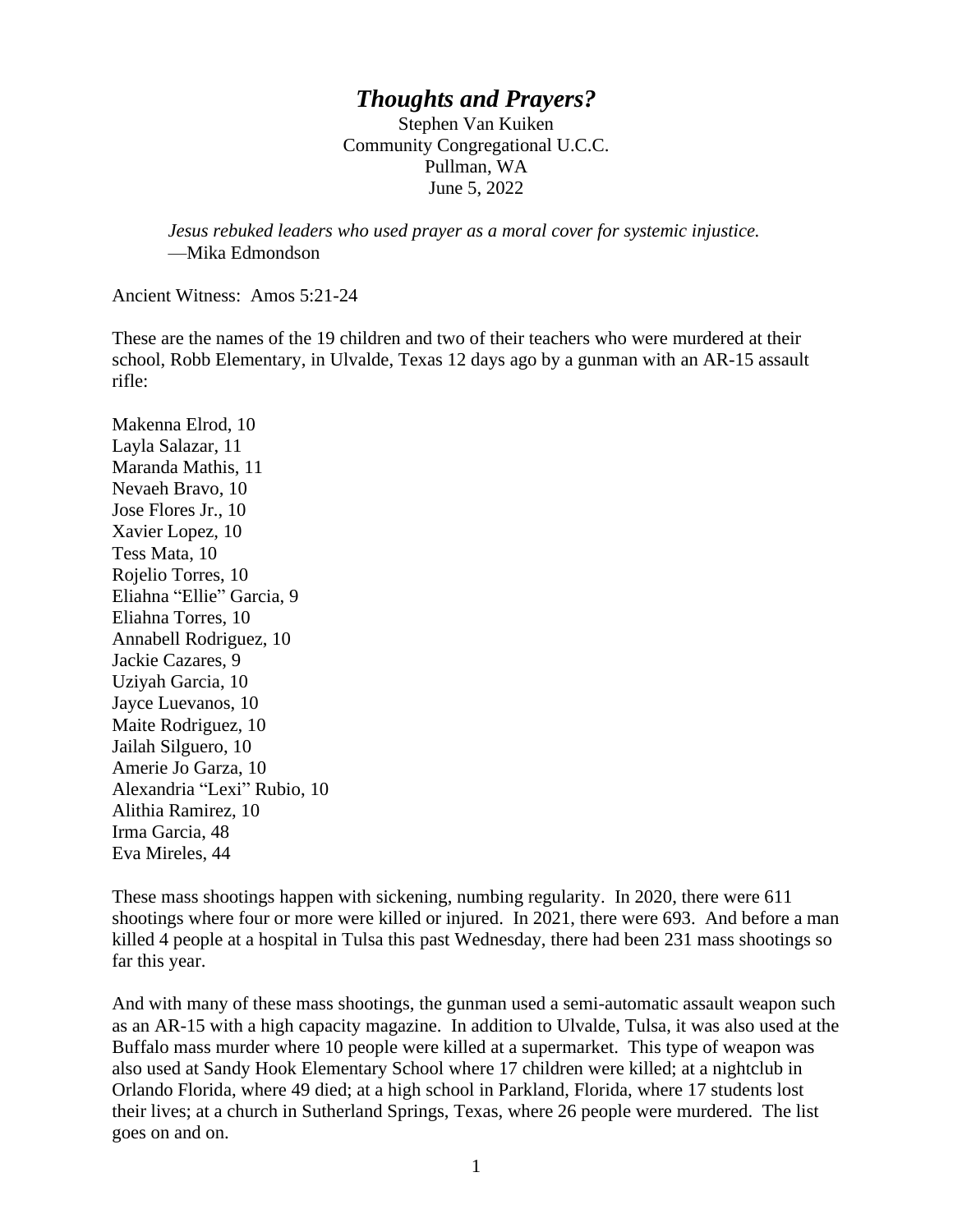# *Thoughts and Prayers?*

Stephen Van Kuiken
Community Congregational U.C.C.
Pullman, WA
June 5, 2022

> *Jesus rebuked leaders who used prayer as a moral cover for systemic injustice.*
> —Mika Edmondson

Ancient Witness: Amos 5:21-24

These are the names of the 19 children and two of their teachers who were murdered at their school, Robb Elementary, in Ulvalde, Texas 12 days ago by a gunman with an AR-15 assault rifle:

Makenna Elrod, 10
Layla Salazar, 11
Maranda Mathis, 11
Nevaeh Bravo, 10
Jose Flores Jr., 10
Xavier Lopez, 10
Tess Mata, 10
Rojelio Torres, 10
Eliahna "Ellie" Garcia, 9
Eliahna Torres, 10
Annabell Rodriguez, 10
Jackie Cazares, 9
Uziyah Garcia, 10
Jayce Luevanos, 10
Maite Rodriguez, 10
Jailah Silguero, 10
Amerie Jo Garza, 10
Alexandria "Lexi" Rubio, 10
Alithia Ramirez, 10
Irma Garcia, 48
Eva Mireles, 44

These mass shootings happen with sickening, numbing regularity. In 2020, there were 611 shootings where four or more were killed or injured. In 2021, there were 693. And before a man killed 4 people at a hospital in Tulsa this past Wednesday, there had been 231 mass shootings so far this year.

And with many of these mass shootings, the gunman used a semi-automatic assault weapon such as an AR-15 with a high capacity magazine. In addition to Ulvalde, Tulsa, it was also used at the Buffalo mass murder where 10 people were killed at a supermarket. This type of weapon was also used at Sandy Hook Elementary School where 17 children were killed; at a nightclub in Orlando Florida, where 49 died; at a high school in Parkland, Florida, where 17 students lost their lives; at a church in Sutherland Springs, Texas, where 26 people were murdered. The list goes on and on.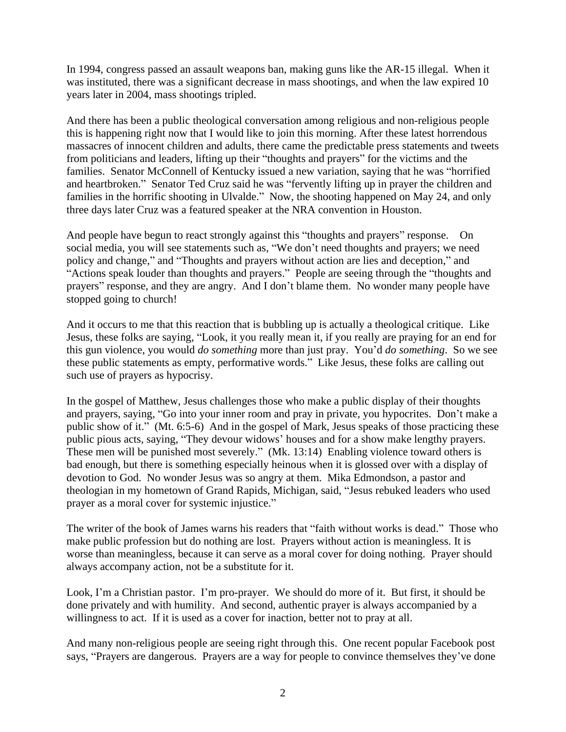In 1994, congress passed an assault weapons ban, making guns like the AR-15 illegal. When it was instituted, there was a significant decrease in mass shootings, and when the law expired 10 years later in 2004, mass shootings tripled.

And there has been a public theological conversation among religious and non-religious people this is happening right now that I would like to join this morning. After these latest horrendous massacres of innocent children and adults, there came the predictable press statements and tweets from politicians and leaders, lifting up their "thoughts and prayers" for the victims and the families. Senator McConnell of Kentucky issued a new variation, saying that he was "horrified and heartbroken." Senator Ted Cruz said he was "fervently lifting up in prayer the children and families in the horrific shooting in Ulvalde." Now, the shooting happened on May 24, and only three days later Cruz was a featured speaker at the NRA convention in Houston.

And people have begun to react strongly against this "thoughts and prayers" response. On social media, you will see statements such as, "We don't need thoughts and prayers; we need policy and change," and "Thoughts and prayers without action are lies and deception," and "Actions speak louder than thoughts and prayers." People are seeing through the "thoughts and prayers" response, and they are angry. And I don't blame them. No wonder many people have stopped going to church!

And it occurs to me that this reaction that is bubbling up is actually a theological critique. Like Jesus, these folks are saying, "Look, it you really mean it, if you really are praying for an end for this gun violence, you would *do something* more than just pray. You'd *do something*. So we see these public statements as empty, performative words." Like Jesus, these folks are calling out such use of prayers as hypocrisy.

In the gospel of Matthew, Jesus challenges those who make a public display of their thoughts and prayers, saying, "Go into your inner room and pray in private, you hypocrites. Don't make a public show of it." (Mt. 6:5-6) And in the gospel of Mark, Jesus speaks of those practicing these public pious acts, saying, "They devour widows' houses and for a show make lengthy prayers. These men will be punished most severely." (Mk. 13:14) Enabling violence toward others is bad enough, but there is something especially heinous when it is glossed over with a display of devotion to God. No wonder Jesus was so angry at them. Mika Edmondson, a pastor and theologian in my hometown of Grand Rapids, Michigan, said, "Jesus rebuked leaders who used prayer as a moral cover for systemic injustice."

The writer of the book of James warns his readers that "faith without works is dead." Those who make public profession but do nothing are lost. Prayers without action is meaningless. It is worse than meaningless, because it can serve as a moral cover for doing nothing. Prayer should always accompany action, not be a substitute for it.

Look, I'm a Christian pastor. I'm pro-prayer. We should do more of it. But first, it should be done privately and with humility. And second, authentic prayer is always accompanied by a willingness to act. If it is used as a cover for inaction, better not to pray at all.

And many non-religious people are seeing right through this. One recent popular Facebook post says, "Prayers are dangerous. Prayers are a way for people to convince themselves they've done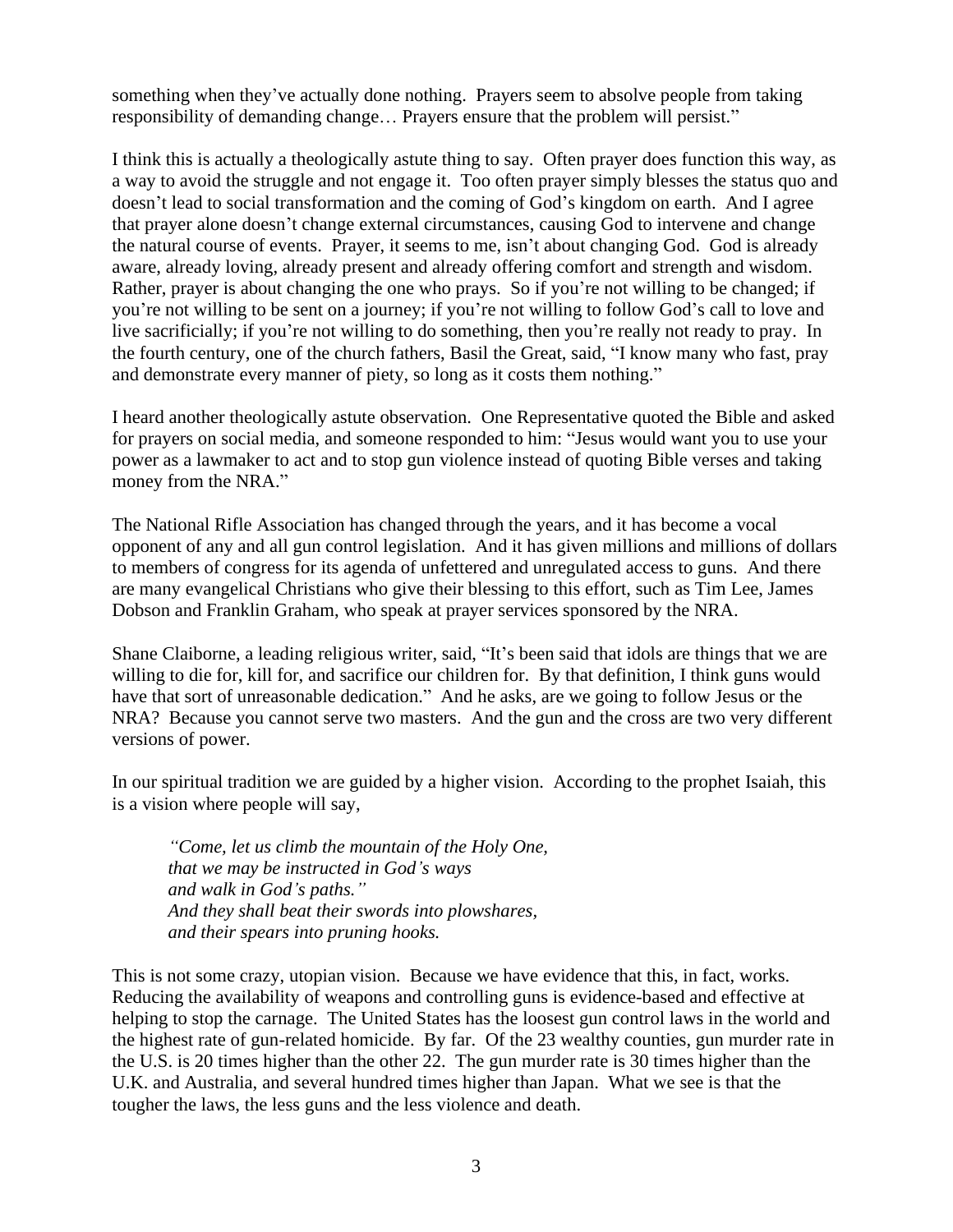something when they've actually done nothing. Prayers seem to absolve people from taking responsibility of demanding change… Prayers ensure that the problem will persist."

I think this is actually a theologically astute thing to say. Often prayer does function this way, as a way to avoid the struggle and not engage it. Too often prayer simply blesses the status quo and doesn't lead to social transformation and the coming of God's kingdom on earth. And I agree that prayer alone doesn't change external circumstances, causing God to intervene and change the natural course of events. Prayer, it seems to me, isn't about changing God. God is already aware, already loving, already present and already offering comfort and strength and wisdom. Rather, prayer is about changing the one who prays. So if you're not willing to be changed; if you're not willing to be sent on a journey; if you're not willing to follow God's call to love and live sacrificially; if you're not willing to do something, then you're really not ready to pray. In the fourth century, one of the church fathers, Basil the Great, said, "I know many who fast, pray and demonstrate every manner of piety, so long as it costs them nothing."

I heard another theologically astute observation. One Representative quoted the Bible and asked for prayers on social media, and someone responded to him: "Jesus would want you to use your power as a lawmaker to act and to stop gun violence instead of quoting Bible verses and taking money from the NRA."

The National Rifle Association has changed through the years, and it has become a vocal opponent of any and all gun control legislation. And it has given millions and millions of dollars to members of congress for its agenda of unfettered and unregulated access to guns. And there are many evangelical Christians who give their blessing to this effort, such as Tim Lee, James Dobson and Franklin Graham, who speak at prayer services sponsored by the NRA.

Shane Claiborne, a leading religious writer, said, "It's been said that idols are things that we are willing to die for, kill for, and sacrifice our children for. By that definition, I think guns would have that sort of unreasonable dedication." And he asks, are we going to follow Jesus or the NRA? Because you cannot serve two masters. And the gun and the cross are two very different versions of power.

In our spiritual tradition we are guided by a higher vision. According to the prophet Isaiah, this is a vision where people will say,

> *"Come, let us climb the mountain of the Holy One,*
> *that we may be instructed in God's ways*
> *and walk in God's paths."*
> *And they shall beat their swords into plowshares,*
> *and their spears into pruning hooks.*

This is not some crazy, utopian vision. Because we have evidence that this, in fact, works. Reducing the availability of weapons and controlling guns is evidence-based and effective at helping to stop the carnage. The United States has the loosest gun control laws in the world and the highest rate of gun-related homicide. By far. Of the 23 wealthy counties, gun murder rate in the U.S. is 20 times higher than the other 22. The gun murder rate is 30 times higher than the U.K. and Australia, and several hundred times higher than Japan. What we see is that the tougher the laws, the less guns and the less violence and death.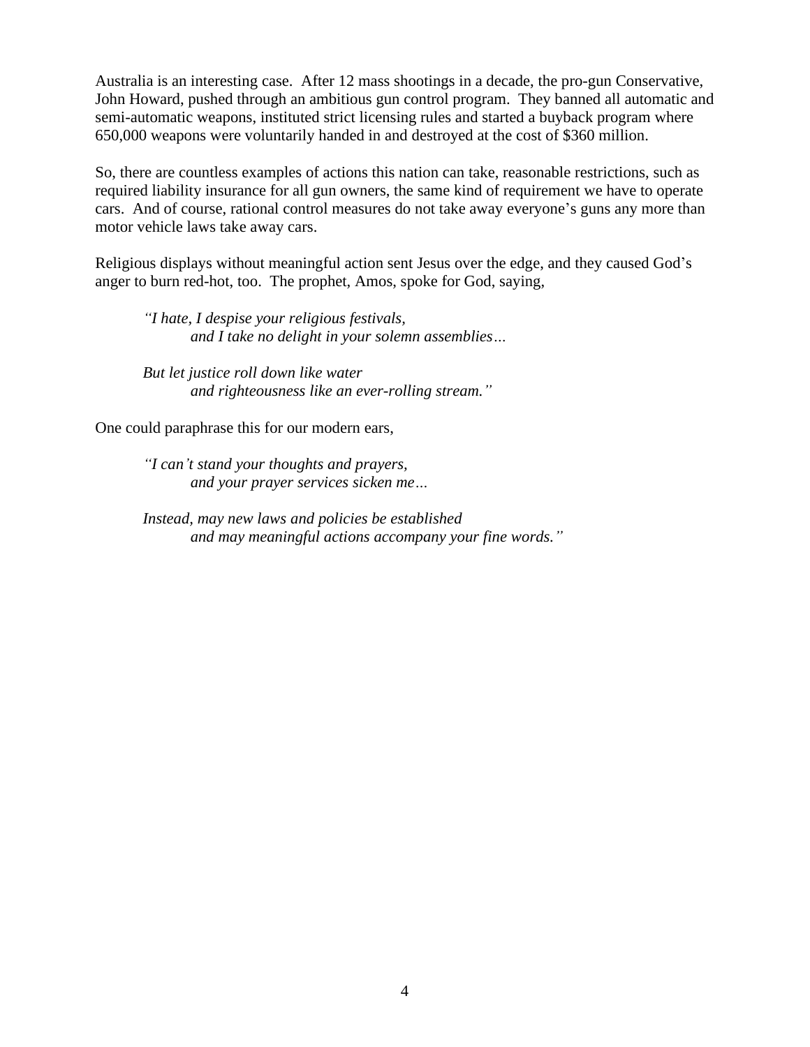Australia is an interesting case. After 12 mass shootings in a decade, the pro-gun Conservative, John Howard, pushed through an ambitious gun control program. They banned all automatic and semi-automatic weapons, instituted strict licensing rules and started a buyback program where 650,000 weapons were voluntarily handed in and destroyed at the cost of $360 million.

So, there are countless examples of actions this nation can take, reasonable restrictions, such as required liability insurance for all gun owners, the same kind of requirement we have to operate cars. And of course, rational control measures do not take away everyone's guns any more than motor vehicle laws take away cars.

Religious displays without meaningful action sent Jesus over the edge, and they caused God's anger to burn red-hot, too. The prophet, Amos, spoke for God, saying,

> *"I hate, I despise your religious festivals,*
> *and I take no delight in your solemn assemblies…*
>
> *But let justice roll down like water*
> *and righteousness like an ever-rolling stream."*

One could paraphrase this for our modern ears,

> *"I can't stand your thoughts and prayers,*
> *and your prayer services sicken me…*
>
> *Instead, may new laws and policies be established*
> *and may meaningful actions accompany your fine words."*